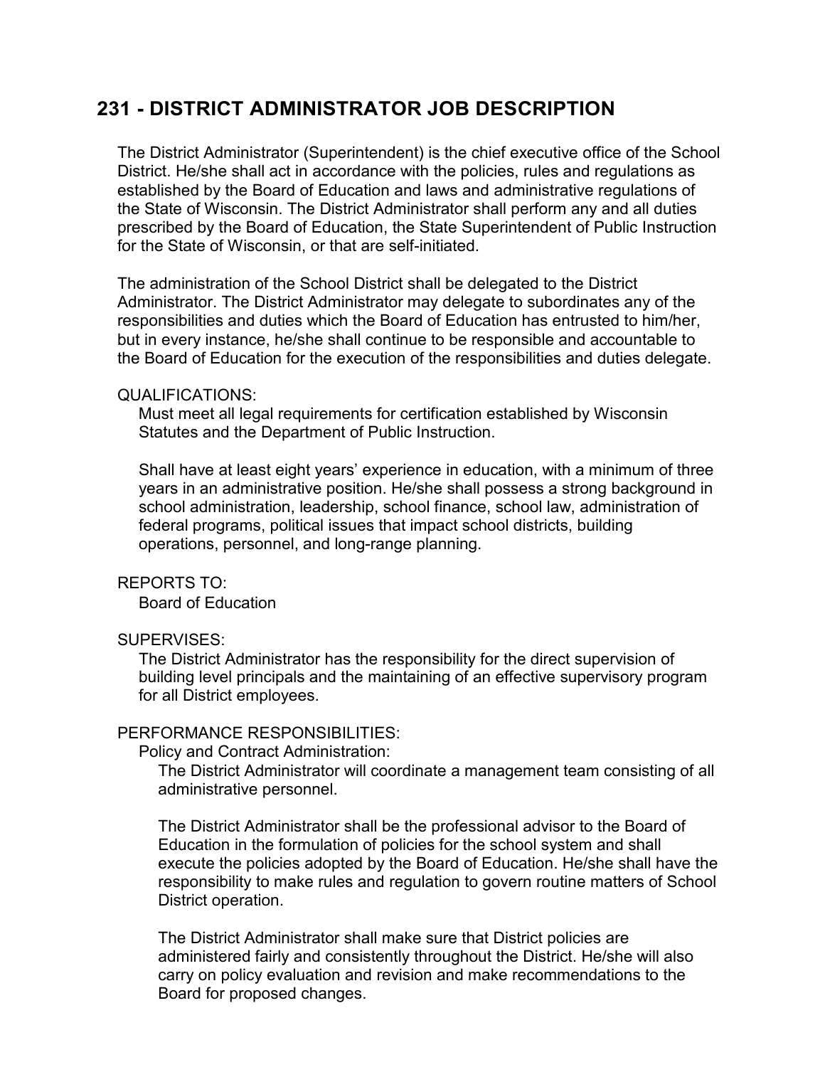## 231 - DISTRICT ADMINISTRATOR JOB DESCRIPTION

The District Administrator (Superintendent) is the chief executive office of the School District. He/she shall act in accordance with the policies, rules and regulations as established by the Board of Education and laws and administrative regulations of the State of Wisconsin. The District Administrator shall perform any and all duties prescribed by the Board of Education, the State Superintendent of Public Instruction for the State of Wisconsin, or that are self-initiated.

The administration of the School District shall be delegated to the District Administrator. The District Administrator may delegate to subordinates any of the responsibilities and duties which the Board of Education has entrusted to him/her, but in every instance, he/she shall continue to be responsible and accountable to the Board of Education for the execution of the responsibilities and duties delegate.

QUALIFICATIONS:

Must meet all legal requirements for certification established by Wisconsin Statutes and the Department of Public Instruction.

Shall have at least eight years' experience in education, with a minimum of three years in an administrative position. He/she shall possess a strong background in school administration, leadership, school finance, school law, administration of federal programs, political issues that impact school districts, building operations, personnel, and long-range planning.

REPORTS TO:

Board of Education

SUPERVISES:

The District Administrator has the responsibility for the direct supervision of building level principals and the maintaining of an effective supervisory program for all District employees.

PERFORMANCE RESPONSIBILITIES:

Policy and Contract Administration:

The District Administrator will coordinate a management team consisting of all administrative personnel.

The District Administrator shall be the professional advisor to the Board of Education in the formulation of policies for the school system and shall execute the policies adopted by the Board of Education. He/she shall have the responsibility to make rules and regulation to govern routine matters of School District operation.

The District Administrator shall make sure that District policies are administered fairly and consistently throughout the District. He/she will also carry on policy evaluation and revision and make recommendations to the Board for proposed changes.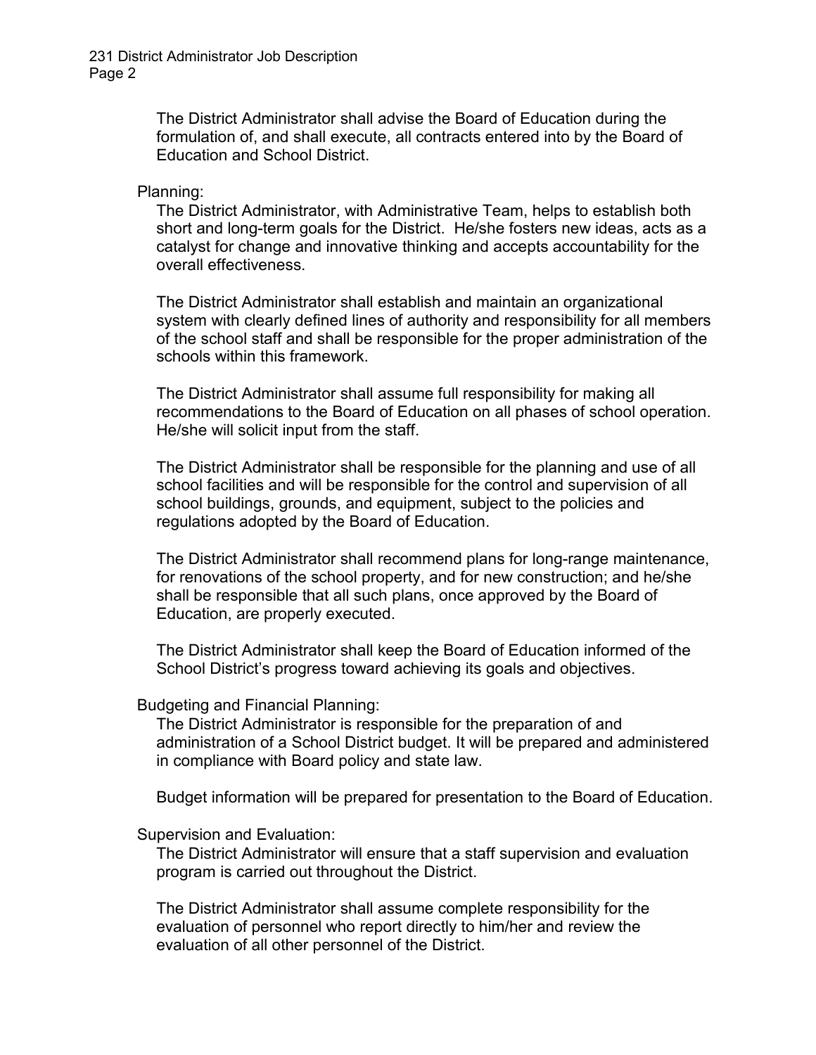The District Administrator shall advise the Board of Education during the formulation of, and shall execute, all contracts entered into by the Board of Education and School District.

Planning:

The District Administrator, with Administrative Team, helps to establish both short and long-term goals for the District. He/she fosters new ideas, acts as a catalyst for change and innovative thinking and accepts accountability for the overall effectiveness.

The District Administrator shall establish and maintain an organizational system with clearly defined lines of authority and responsibility for all members of the school staff and shall be responsible for the proper administration of the schools within this framework.

The District Administrator shall assume full responsibility for making all recommendations to the Board of Education on all phases of school operation. He/she will solicit input from the staff.

The District Administrator shall be responsible for the planning and use of all school facilities and will be responsible for the control and supervision of all school buildings, grounds, and equipment, subject to the policies and regulations adopted by the Board of Education.

The District Administrator shall recommend plans for long-range maintenance, for renovations of the school property, and for new construction; and he/she shall be responsible that all such plans, once approved by the Board of Education, are properly executed.

The District Administrator shall keep the Board of Education informed of the School District's progress toward achieving its goals and objectives.

Budgeting and Financial Planning:

The District Administrator is responsible for the preparation of and administration of a School District budget. It will be prepared and administered in compliance with Board policy and state law.

Budget information will be prepared for presentation to the Board of Education.

Supervision and Evaluation:

The District Administrator will ensure that a staff supervision and evaluation program is carried out throughout the District.

The District Administrator shall assume complete responsibility for the evaluation of personnel who report directly to him/her and review the evaluation of all other personnel of the District.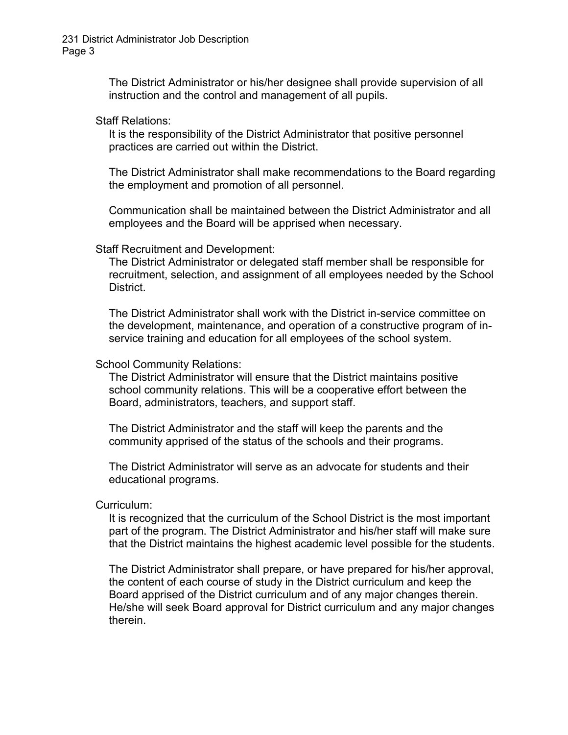The District Administrator or his/her designee shall provide supervision of all instruction and the control and management of all pupils.

Staff Relations:

It is the responsibility of the District Administrator that positive personnel practices are carried out within the District.

The District Administrator shall make recommendations to the Board regarding the employment and promotion of all personnel.

Communication shall be maintained between the District Administrator and all employees and the Board will be apprised when necessary.

Staff Recruitment and Development:

The District Administrator or delegated staff member shall be responsible for recruitment, selection, and assignment of all employees needed by the School District.

The District Administrator shall work with the District in-service committee on the development, maintenance, and operation of a constructive program of in-service training and education for all employees of the school system.

School Community Relations:

The District Administrator will ensure that the District maintains positive school community relations. This will be a cooperative effort between the Board, administrators, teachers, and support staff.

The District Administrator and the staff will keep the parents and the community apprised of the status of the schools and their programs.

The District Administrator will serve as an advocate for students and their educational programs.

Curriculum:

It is recognized that the curriculum of the School District is the most important part of the program. The District Administrator and his/her staff will make sure that the District maintains the highest academic level possible for the students.

The District Administrator shall prepare, or have prepared for his/her approval, the content of each course of study in the District curriculum and keep the Board apprised of the District curriculum and of any major changes therein. He/she will seek Board approval for District curriculum and any major changes therein.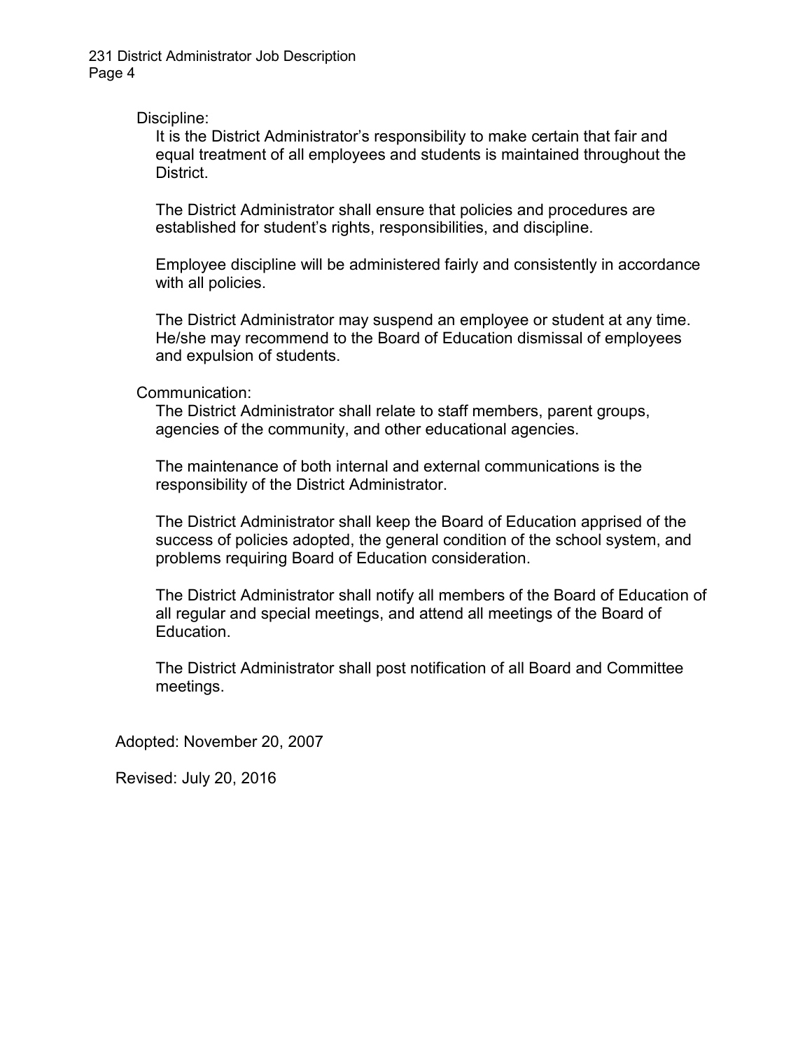Discipline:

It is the District Administrator's responsibility to make certain that fair and equal treatment of all employees and students is maintained throughout the District.

The District Administrator shall ensure that policies and procedures are established for student's rights, responsibilities, and discipline.

Employee discipline will be administered fairly and consistently in accordance with all policies.

The District Administrator may suspend an employee or student at any time. He/she may recommend to the Board of Education dismissal of employees and expulsion of students.

Communication:

The District Administrator shall relate to staff members, parent groups, agencies of the community, and other educational agencies.

The maintenance of both internal and external communications is the responsibility of the District Administrator.

The District Administrator shall keep the Board of Education apprised of the success of policies adopted, the general condition of the school system, and problems requiring Board of Education consideration.

The District Administrator shall notify all members of the Board of Education of all regular and special meetings, and attend all meetings of the Board of Education.

The District Administrator shall post notification of all Board and Committee meetings.

Adopted: November 20, 2007

Revised: July 20, 2016